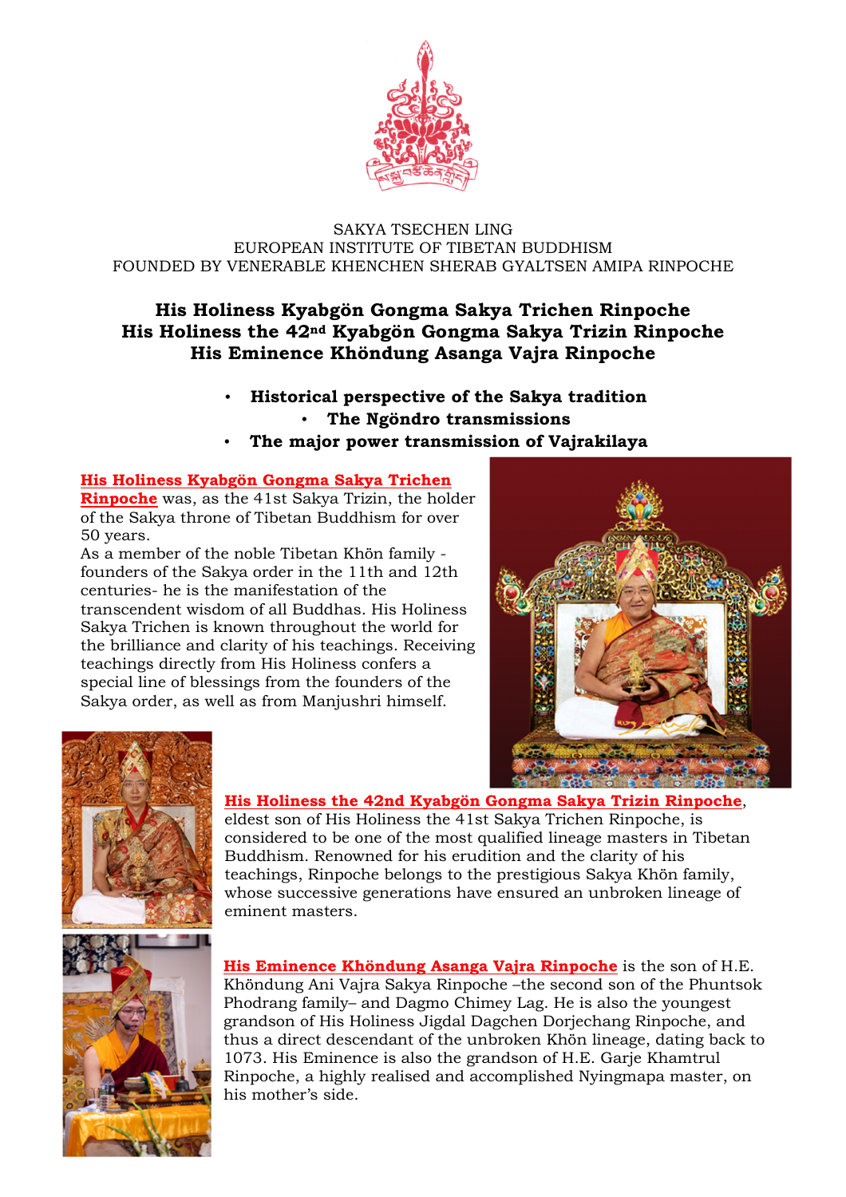SAKYA TSECHEN LING
EUROPEAN INSTITUTE OF TIBETAN BUDDHISM
FOUNDED BY VENERABLE KHENCHEN SHERAB GYALTSEN AMIPA RINPOCHE

## His Holiness Kyabgön Gongma Sakya Trichen Rinpoche
## His Holiness the 42nd Kyabgön Gongma Sakya Trizin Rinpoche
## His Eminence Khöndung Asanga Vajra Rinpoche

- **Historical perspective of the Sakya tradition**
- **The Ngöndro transmissions**
- **The major power transmission of Vajrakilaya**

**His Holiness Kyabgön Gongma Sakya Trichen Rinpoche** was, as the 41st Sakya Trizin, the holder of the Sakya throne of Tibetan Buddhism for over 50 years.
As a member of the noble Tibetan Khön family - founders of the Sakya order in the 11th and 12th centuries- he is the manifestation of the transcendent wisdom of all Buddhas. His Holiness Sakya Trichen is known throughout the world for the brilliance and clarity of his teachings. Receiving teachings directly from His Holiness confers a special line of blessings from the founders of the Sakya order, as well as from Manjushri himself.

**His Holiness the 42nd Kyabgön Gongma Sakya Trizin Rinpoche**, eldest son of His Holiness the 41st Sakya Trichen Rinpoche, is considered to be one of the most qualified lineage masters in Tibetan Buddhism. Renowned for his erudition and the clarity of his teachings, Rinpoche belongs to the prestigious Sakya Khön family, whose successive generations have ensured an unbroken lineage of eminent masters.

**His Eminence Khöndung Asanga Vajra Rinpoche** is the son of H.E. Khöndung Ani Vajra Sakya Rinpoche –the second son of the Phuntsok Phodrang family– and Dagmo Chimey Lag. He is also the youngest grandson of His Holiness Jigdal Dagchen Dorjechang Rinpoche, and thus a direct descendant of the unbroken Khön lineage, dating back to 1073. His Eminence is also the grandson of H.E. Garje Khamtrul Rinpoche, a highly realised and accomplished Nyingmapa master, on his mother's side.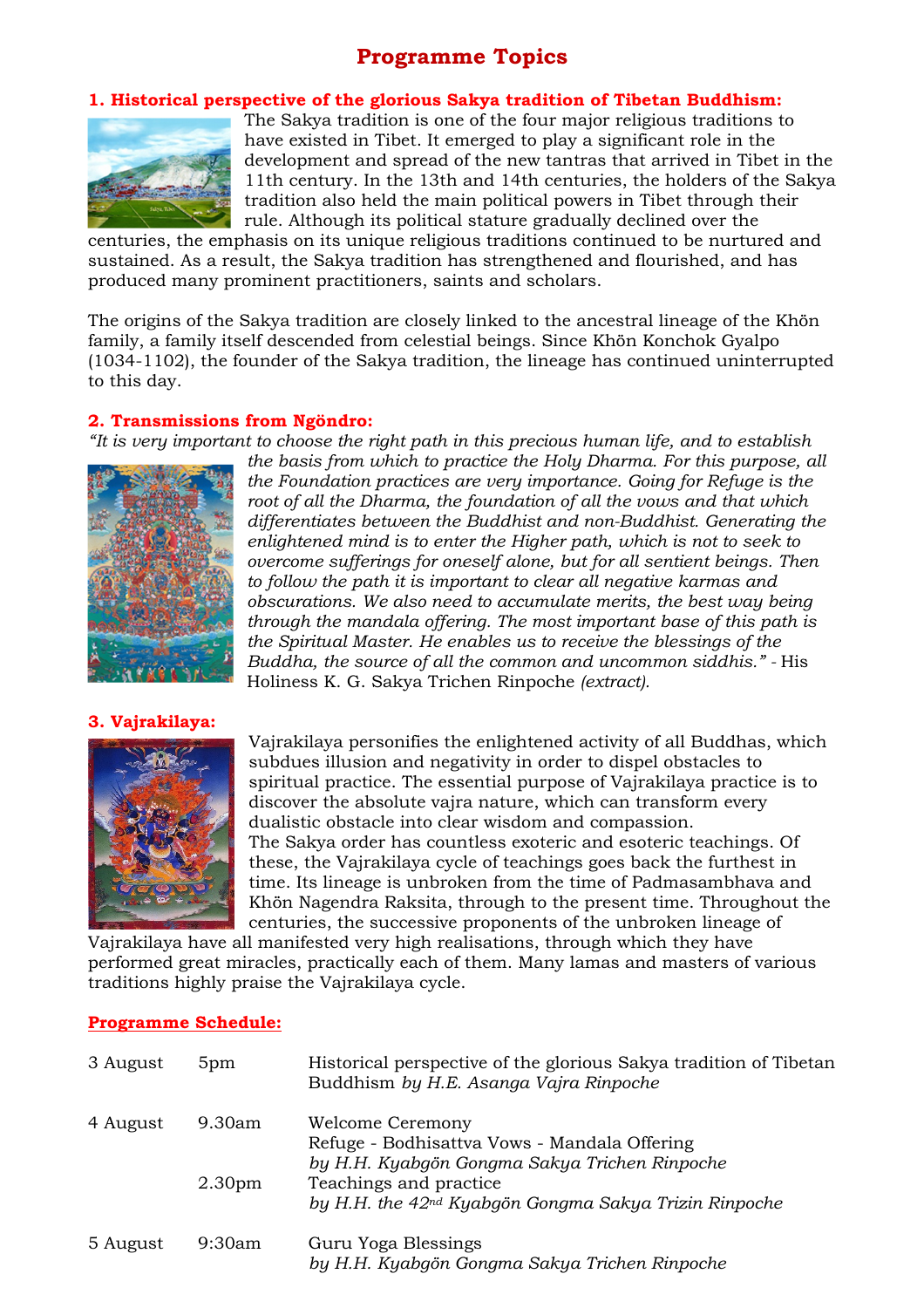# Programme Topics

## 1. Historical perspective of the glorious Sakya tradition of Tibetan Buddhism:

The Sakya tradition is one of the four major religious traditions to have existed in Tibet. It emerged to play a significant role in the development and spread of the new tantras that arrived in Tibet in the 11th century. In the 13th and 14th centuries, the holders of the Sakya tradition also held the main political powers in Tibet through their rule. Although its political stature gradually declined over the centuries, the emphasis on its unique religious traditions continued to be nurtured and sustained. As a result, the Sakya tradition has strengthened and flourished, and has produced many prominent practitioners, saints and scholars.

The origins of the Sakya tradition are closely linked to the ancestral lineage of the Khön family, a family itself descended from celestial beings. Since Khön Konchok Gyalpo (1034-1102), the founder of the Sakya tradition, the lineage has continued uninterrupted to this day.

## 2. Transmissions from Ngöndro:

*"It is very important to choose the right path in this precious human life, and to establish the basis from which to practice the Holy Dharma. For this purpose, all the Foundation practices are very importance. Going for Refuge is the root of all the Dharma, the foundation of all the vows and that which differentiates between the Buddhist and non-Buddhist. Generating the enlightened mind is to enter the Higher path, which is not to seek to overcome sufferings for oneself alone, but for all sentient beings. Then to follow the path it is important to clear all negative karmas and obscurations. We also need to accumulate merits, the best way being through the mandala offering. The most important base of this path is the Spiritual Master. He enables us to receive the blessings of the Buddha, the source of all the common and uncommon siddhis."* - His Holiness K. G. Sakya Trichen Rinpoche *(extract).*

## 3. Vajrakilaya:

Vajrakilaya personifies the enlightened activity of all Buddhas, which subdues illusion and negativity in order to dispel obstacles to spiritual practice. The essential purpose of Vajrakilaya practice is to discover the absolute vajra nature, which can transform every dualistic obstacle into clear wisdom and compassion.

The Sakya order has countless exoteric and esoteric teachings. Of these, the Vajrakilaya cycle of teachings goes back the furthest in time. Its lineage is unbroken from the time of Padmasambhava and Khön Nagendra Raksita, through to the present time. Throughout the centuries, the successive proponents of the unbroken lineage of Vajrakilaya have all manifested very high realisations, through which they have performed great miracles, practically each of them. Many lamas and masters of various traditions highly praise the Vajrakilaya cycle.

## Programme Schedule:

| Date | Time | Event |
|---|---|---|
| 3 August | 5pm | Historical perspective of the glorious Sakya tradition of Tibetan Buddhism *by H.E. Asanga Vajra Rinpoche* |
| 4 August | 9.30am | Welcome Ceremony<br>Refuge - Bodhisattva Vows - Mandala Offering<br>*by H.H. Kyabgön Gongma Sakya Trichen Rinpoche* |
| | 2.30pm | Teachings and practice<br>*by H.H. the 42nd Kyabgön Gongma Sakya Trizin Rinpoche* |
| 5 August | 9:30am | Guru Yoga Blessings<br>*by H.H. Kyabgön Gongma Sakya Trichen Rinpoche* |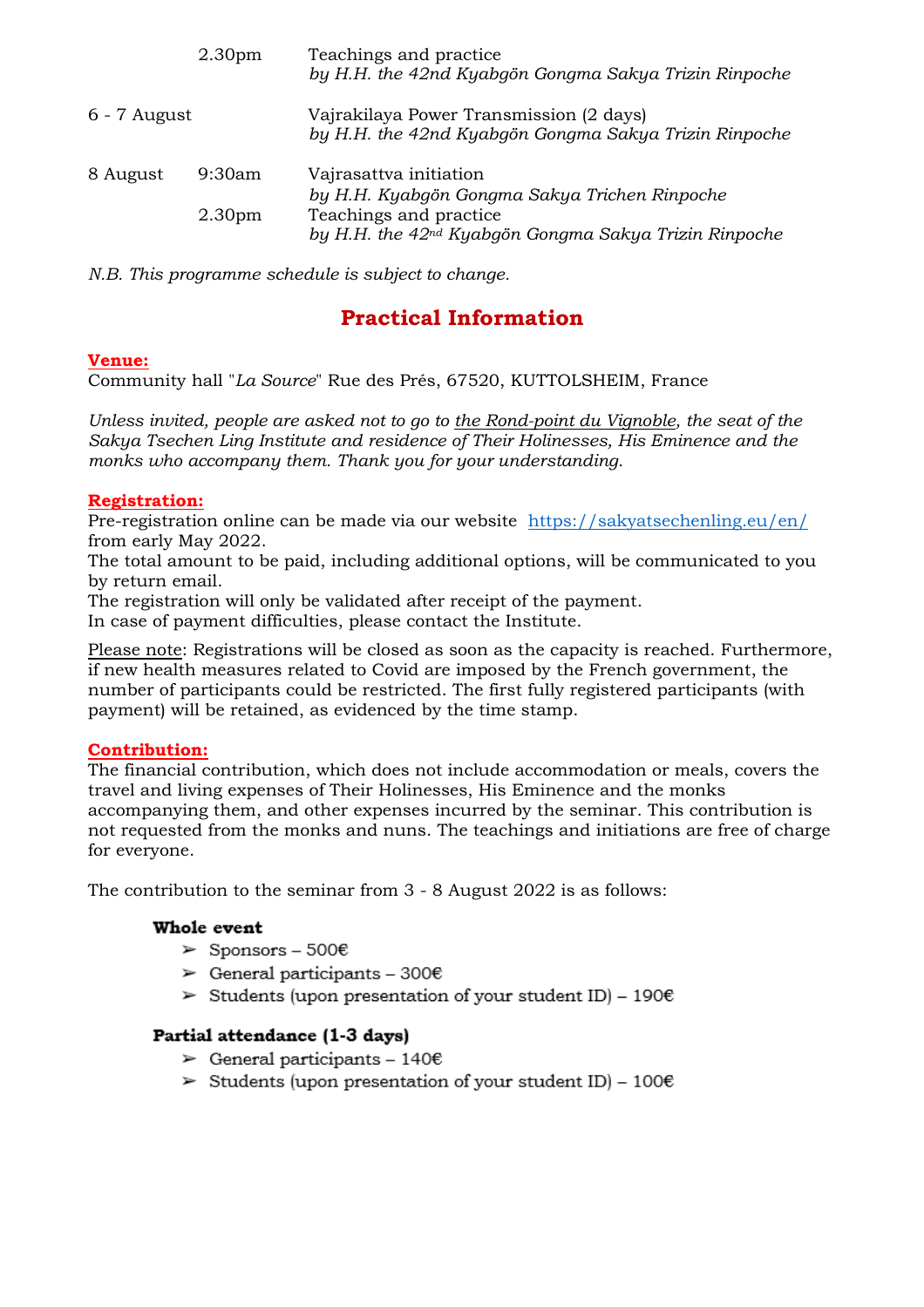| | | |
|---|---|---|
| | 2.30pm | Teachings and practice *by H.H. the 42nd Kyabgön Gongma Sakya Trizin Rinpoche* |
| 6 - 7 August | | Vajrakilaya Power Transmission (2 days) *by H.H. the 42nd Kyabgön Gongma Sakya Trizin Rinpoche* |
| 8 August | 9:30am | Vajrasattva initiation *by H.H. Kyabgön Gongma Sakya Trichen Rinpoche* |
| | 2.30pm | Teachings and practice *by H.H. the 42nd Kyabgön Gongma Sakya Trizin Rinpoche* |

*N.B. This programme schedule is subject to change.*

## Practical Information

**Venue:**

Community hall "*La Source*" Rue des Prés, 67520, KUTTOLSHEIM, France

*Unless invited, people are asked not to go to the Rond-point du Vignoble, the seat of the Sakya Tsechen Ling Institute and residence of Their Holinesses, His Eminence and the monks who accompany them. Thank you for your understanding.*

**Registration:**

Pre-registration online can be made via our website https://sakyatsechenling.eu/en/ from early May 2022.
The total amount to be paid, including additional options, will be communicated to you by return email.
The registration will only be validated after receipt of the payment.
In case of payment difficulties, please contact the Institute.

Please note: Registrations will be closed as soon as the capacity is reached. Furthermore, if new health measures related to Covid are imposed by the French government, the number of participants could be restricted. The first fully registered participants (with payment) will be retained, as evidenced by the time stamp.

**Contribution:**

The financial contribution, which does not include accommodation or meals, covers the travel and living expenses of Their Holinesses, His Eminence and the monks accompanying them, and other expenses incurred by the seminar. This contribution is not requested from the monks and nuns. The teachings and initiations are free of charge for everyone.

The contribution to the seminar from 3 - 8 August 2022 is as follows:

**Whole event**

- Sponsors – 500€
- General participants – 300€
- Students (upon presentation of your student ID) – 190€

**Partial attendance (1-3 days)**

- General participants – 140€
- Students (upon presentation of your student ID) – 100€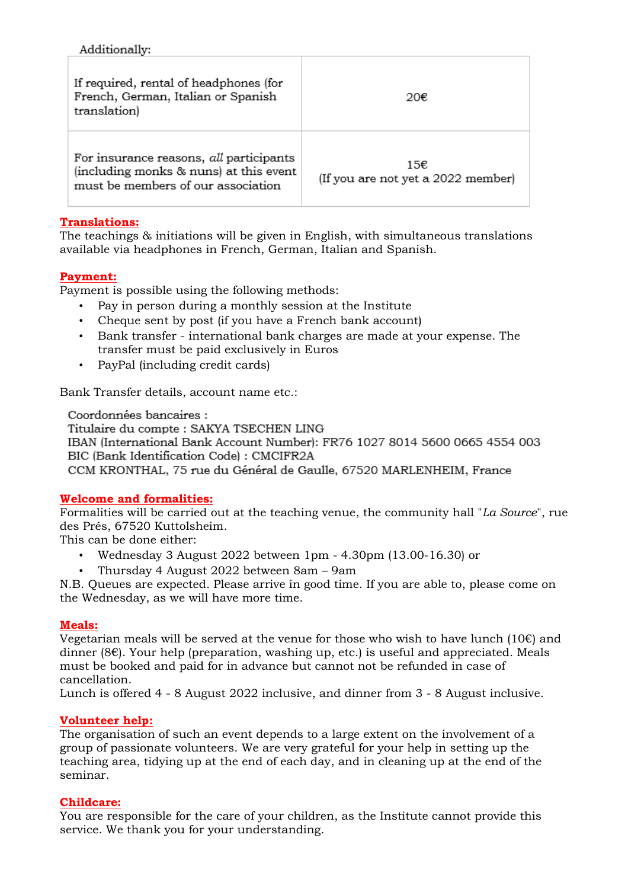Additionally:

| | |
|---|---|
| If required, rental of headphones (for French, German, Italian or Spanish translation) | 20€ |
| For insurance reasons, *all* participants (including monks & nuns) at this event must be members of our association | 15€ (If you are not yet a 2022 member) |

**Translations:**

The teachings & initiations will be given in English, with simultaneous translations available via headphones in French, German, Italian and Spanish.

**Payment:**

Payment is possible using the following methods:

- Pay in person during a monthly session at the Institute
- Cheque sent by post (if you have a French bank account)
- Bank transfer - international bank charges are made at your expense. The transfer must be paid exclusively in Euros
- PayPal (including credit cards)

Bank Transfer details, account name etc.:

Coordonnées bancaires :
Titulaire du compte : SAKYA TSECHEN LING
IBAN (International Bank Account Number): FR76 1027 8014 5600 0665 4554 003
BIC (Bank Identification Code) : CMCIFR2A
CCM KRONTHAL, 75 rue du Général de Gaulle, 67520 MARLENHEIM, France

**Welcome and formalities:**

Formalities will be carried out at the teaching venue, the community hall "*La Source*", rue des Prés, 67520 Kuttolsheim.
This can be done either:

- Wednesday 3 August 2022 between 1pm - 4.30pm (13.00-16.30) or
- Thursday 4 August 2022 between 8am – 9am

N.B. Queues are expected. Please arrive in good time. If you are able to, please come on the Wednesday, as we will have more time.

**Meals:**

Vegetarian meals will be served at the venue for those who wish to have lunch (10€) and dinner (8€). Your help (preparation, washing up, etc.) is useful and appreciated. Meals must be booked and paid for in advance but cannot not be refunded in case of cancellation.
Lunch is offered 4 - 8 August 2022 inclusive, and dinner from 3 - 8 August inclusive.

**Volunteer help:**

The organisation of such an event depends to a large extent on the involvement of a group of passionate volunteers. We are very grateful for your help in setting up the teaching area, tidying up at the end of each day, and in cleaning up at the end of the seminar.

**Childcare:**

You are responsible for the care of your children, as the Institute cannot provide this service. We thank you for your understanding.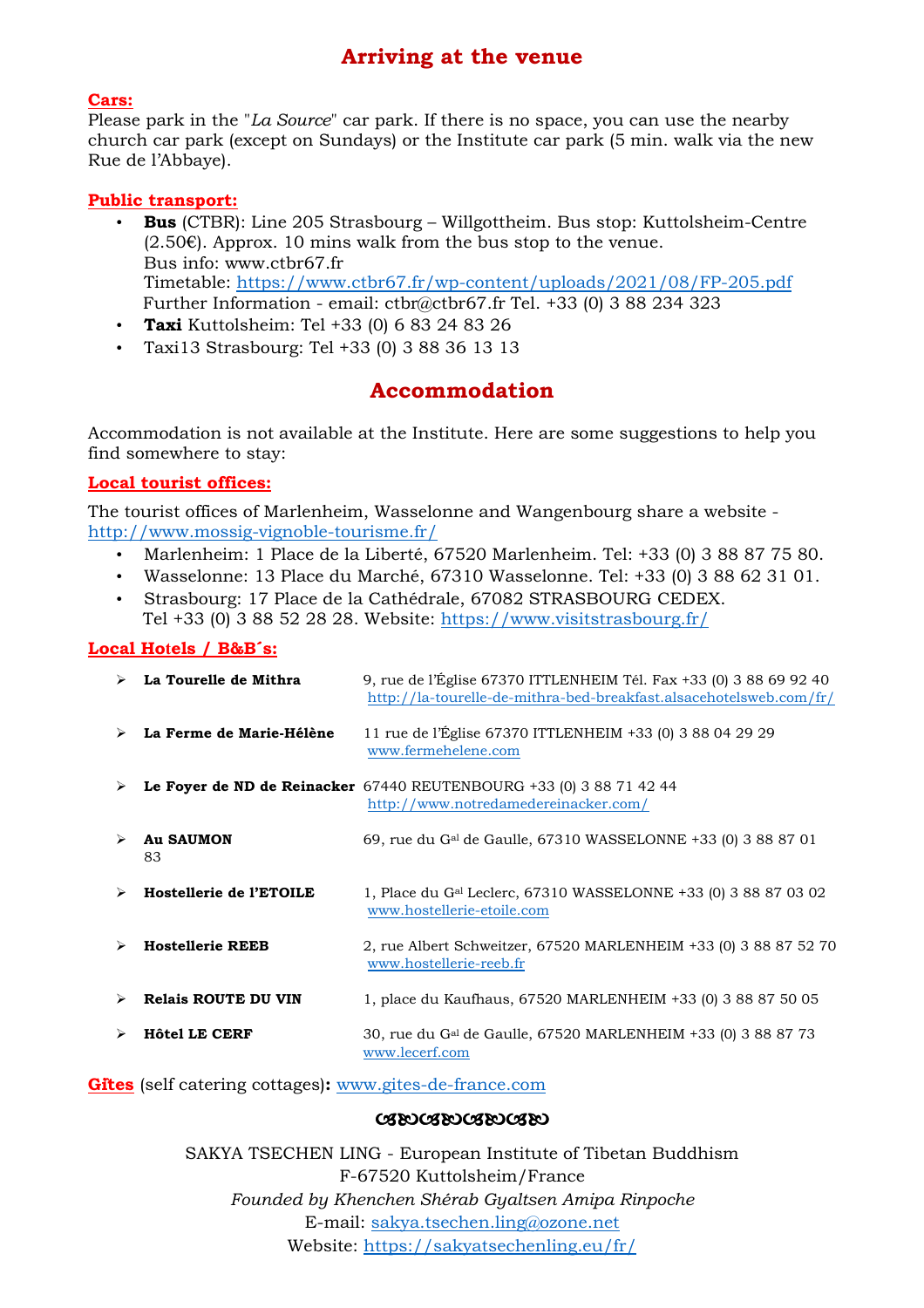## Arriving at the venue

**Cars:**

Please park in the "*La Source*" car park. If there is no space, you can use the nearby church car park (except on Sundays) or the Institute car park (5 min. walk via the new Rue de l'Abbaye).

**Public transport:**

- **Bus** (CTBR): Line 205 Strasbourg – Willgottheim. Bus stop: Kuttolsheim-Centre (2.50€). Approx. 10 mins walk from the bus stop to the venue.
  Bus info: www.ctbr67.fr
  Timetable: https://www.ctbr67.fr/wp-content/uploads/2021/08/FP-205.pdf
  Further Information - email: ctbr@ctbr67.fr Tel. +33 (0) 3 88 234 323
- **Taxi** Kuttolsheim: Tel +33 (0) 6 83 24 83 26
- Taxi13 Strasbourg: Tel +33 (0) 3 88 36 13 13

## Accommodation

Accommodation is not available at the Institute. Here are some suggestions to help you find somewhere to stay:

**Local tourist offices:**

The tourist offices of Marlenheim, Wasselonne and Wangenbourg share a website - http://www.mossig-vignoble-tourisme.fr/

- Marlenheim: 1 Place de la Liberté, 67520 Marlenheim. Tel: +33 (0) 3 88 87 75 80.
- Wasselonne: 13 Place du Marché, 67310 Wasselonne. Tel: +33 (0) 3 88 62 31 01.
- Strasbourg: 17 Place de la Cathédrale, 67082 STRASBOURG CEDEX.
  Tel +33 (0) 3 88 52 28 28. Website: https://www.visitstrasbourg.fr/

**Local Hotels / B&B´s:**

- **La Tourelle de Mithra** — 9, rue de l'Église 67370 ITTLENHEIM Tél. Fax +33 (0) 3 88 69 92 40 http://la-tourelle-de-mithra-bed-breakfast.alsacehotelsweb.com/fr/
- **La Ferme de Marie-Hélène** — 11 rue de l'Église 67370 ITTLENHEIM +33 (0) 3 88 04 29 29 www.fermehelene.com
- **Le Foyer de ND de Reinacker** — 67440 REUTENBOURG +33 (0) 3 88 71 42 44 http://www.notredamedereinacker.com/
- **Au SAUMON** — 69, rue du Gal de Gaulle, 67310 WASSELONNE +33 (0) 3 88 87 01 83
- **Hostellerie de l'ETOILE** — 1, Place du Gal Leclerc, 67310 WASSELONNE +33 (0) 3 88 87 03 02 www.hostellerie-etoile.com
- **Hostellerie REEB** — 2, rue Albert Schweitzer, 67520 MARLENHEIM +33 (0) 3 88 87 52 70 www.hostellerie-reeb.fr
- **Relais ROUTE DU VIN** — 1, place du Kaufhaus, 67520 MARLENHEIM +33 (0) 3 88 87 50 05
- **Hôtel LE CERF** — 30, rue du Gal de Gaulle, 67520 MARLENHEIM +33 (0) 3 88 87 73 www.lecerf.com

**Gîtes** (self catering cottages)**:** www.gites-de-france.com

SAKYA TSECHEN LING - European Institute of Tibetan Buddhism
F-67520 Kuttolsheim/France
*Founded by Khenchen Shérab Gyaltsen Amipa Rinpoche*
E-mail: sakya.tsechen.ling@ozone.net
Website: https://sakyatsechenling.eu/fr/